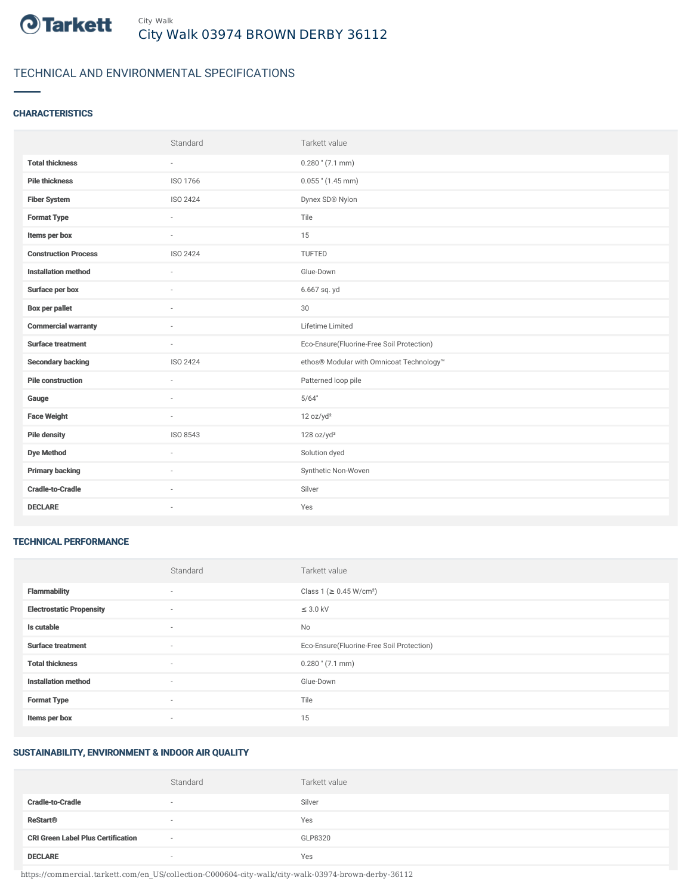City Walk

# City Walk 03974 BROWN DERBY 36112

## TECHNICAL AND ENVIRONMENTAL SPECIFICATIONS

### CHARACTERISTICS

| | Standard | Tarkett value |
|---|---|---|
| **Total thickness** | - | 0.280 " (7.1 mm) |
| **Pile thickness** | ISO 1766 | 0.055 " (1.45 mm) |
| **Fiber System** | ISO 2424 | Dynex SD® Nylon |
| **Format Type** | - | Tile |
| **Items per box** | - | 15 |
| **Construction Process** | ISO 2424 | TUFTED |
| **Installation method** | - | Glue-Down |
| **Surface per box** | - | 6.667 sq. yd |
| **Box per pallet** | - | 30 |
| **Commercial warranty** | - | Lifetime Limited |
| **Surface treatment** | - | Eco-Ensure(Fluorine-Free Soil Protection) |
| **Secondary backing** | ISO 2424 | ethos® Modular with Omnicoat Technology™ |
| **Pile construction** | - | Patterned loop pile |
| **Gauge** | - | 5/64" |
| **Face Weight** | - | 12 oz/yd² |
| **Pile density** | ISO 8543 | 128 oz/yd³ |
| **Dye Method** | - | Solution dyed |
| **Primary backing** | - | Synthetic Non-Woven |
| **Cradle-to-Cradle** | - | Silver |
| **DECLARE** | - | Yes |

### TECHNICAL PERFORMANCE

| | Standard | Tarkett value |
|---|---|---|
| **Flammability** | - | Class 1 (≥ 0.45 W/cm²) |
| **Electrostatic Propensity** | - | ≤ 3.0 kV |
| **Is cutable** | - | No |
| **Surface treatment** | - | Eco-Ensure(Fluorine-Free Soil Protection) |
| **Total thickness** | - | 0.280 " (7.1 mm) |
| **Installation method** | - | Glue-Down |
| **Format Type** | - | Tile |
| **Items per box** | - | 15 |

### SUSTAINABILITY, ENVIRONMENT & INDOOR AIR QUALITY

| | Standard | Tarkett value |
|---|---|---|
| **Cradle-to-Cradle** | - | Silver |
| **ReStart®** | - | Yes |
| **CRI Green Label Plus Certification** | - | GLP8320 |
| **DECLARE** | - | Yes |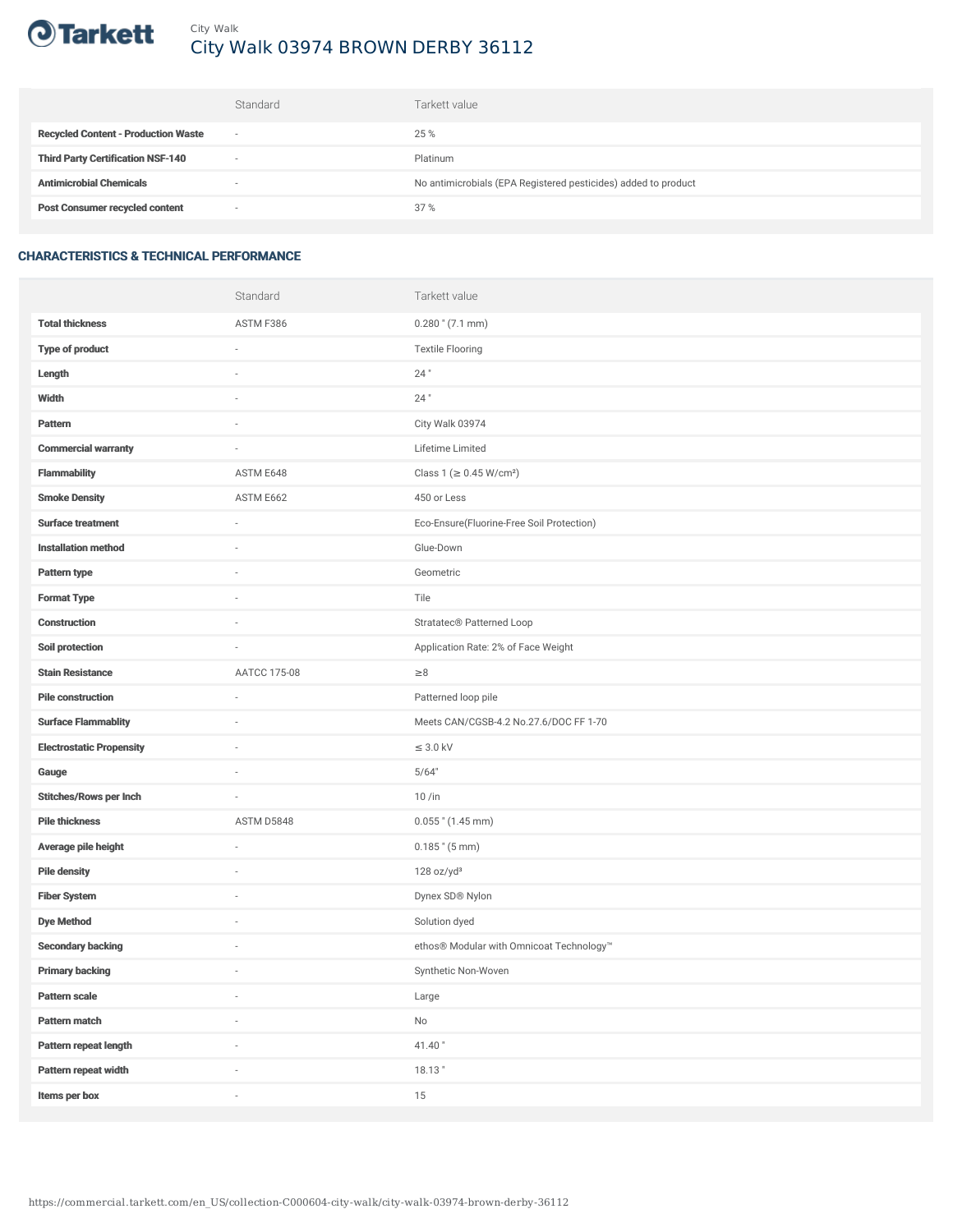City Walk

# City Walk 03974 BROWN DERBY 36112

| | Standard | Tarkett value |
| --- | --- | --- |
| **Recycled Content - Production Waste** | - | 25 % |
| **Third Party Certification NSF-140** | - | Platinum |
| **Antimicrobial Chemicals** | - | No antimicrobials (EPA Registered pesticides) added to product |
| **Post Consumer recycled content** | - | 37 % |

## CHARACTERISTICS & TECHNICAL PERFORMANCE

| | Standard | Tarkett value |
| --- | --- | --- |
| **Total thickness** | ASTM F386 | 0.280 " (7.1 mm) |
| **Type of product** | - | Textile Flooring |
| **Length** | - | 24 " |
| **Width** | - | 24 " |
| **Pattern** | - | City Walk 03974 |
| **Commercial warranty** | - | Lifetime Limited |
| **Flammability** | ASTM E648 | Class 1 (≥ 0.45 W/cm²) |
| **Smoke Density** | ASTM E662 | 450 or Less |
| **Surface treatment** | - | Eco-Ensure(Fluorine-Free Soil Protection) |
| **Installation method** | - | Glue-Down |
| **Pattern type** | - | Geometric |
| **Format Type** | - | Tile |
| **Construction** | - | Stratatec® Patterned Loop |
| **Soil protection** | - | Application Rate: 2% of Face Weight |
| **Stain Resistance** | AATCC 175-08 | ≥8 |
| **Pile construction** | - | Patterned loop pile |
| **Surface Flammablity** | - | Meets CAN/CGSB-4.2 No.27.6/DOC FF 1-70 |
| **Electrostatic Propensity** | - | ≤ 3.0 kV |
| **Gauge** | - | 5/64" |
| **Stitches/Rows per Inch** | - | 10 /in |
| **Pile thickness** | ASTM D5848 | 0.055 " (1.45 mm) |
| **Average pile height** | - | 0.185 " (5 mm) |
| **Pile density** | - | 128 oz/yd³ |
| **Fiber System** | - | Dynex SD® Nylon |
| **Dye Method** | - | Solution dyed |
| **Secondary backing** | - | ethos® Modular with Omnicoat Technology™ |
| **Primary backing** | - | Synthetic Non-Woven |
| **Pattern scale** | - | Large |
| **Pattern match** | - | No |
| **Pattern repeat length** | - | 41.40 " |
| **Pattern repeat width** | - | 18.13 " |
| **Items per box** | - | 15 |